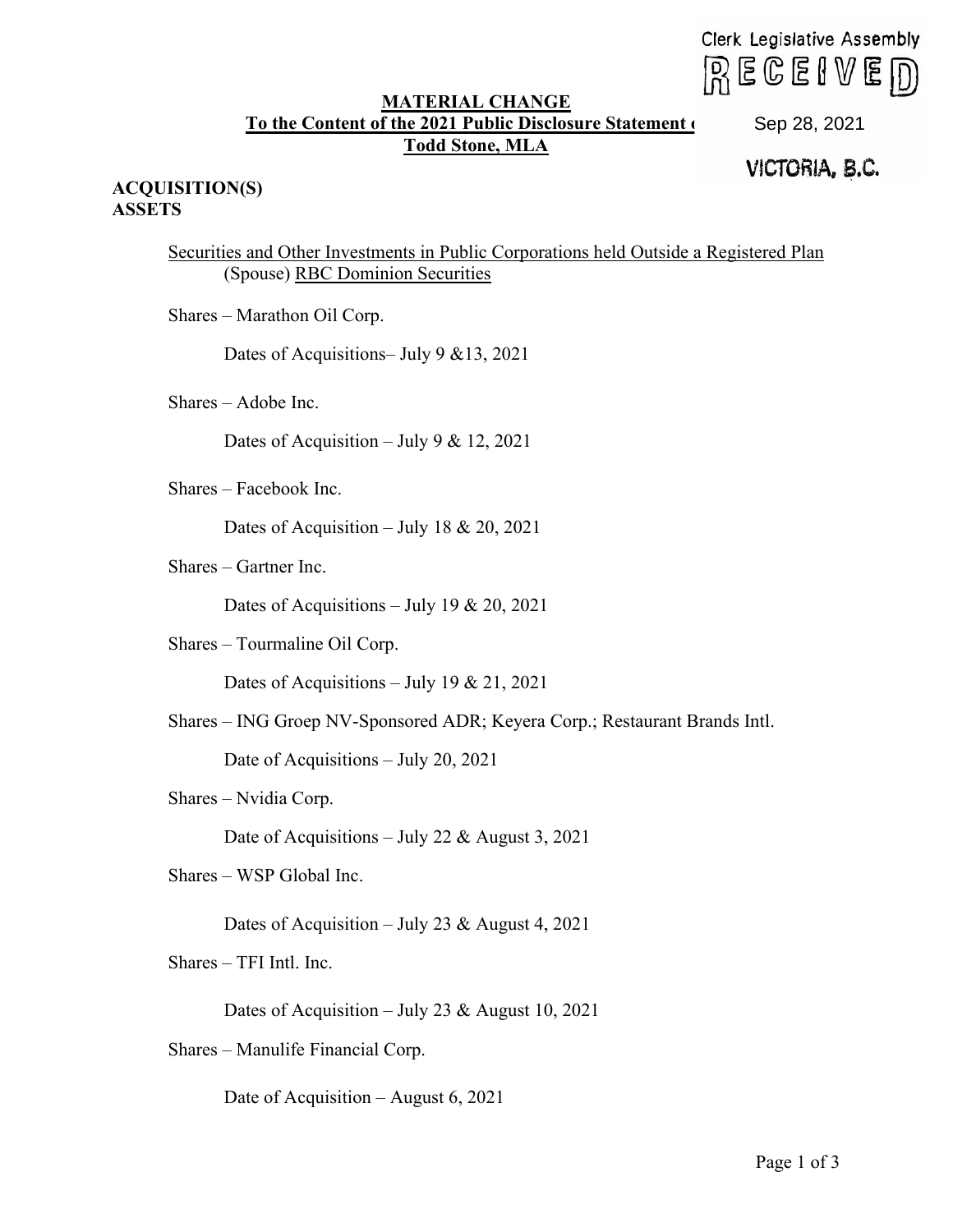Clerk Legislative Assembly
RECEIVED
Sep 28, 2021
VICTORIA, B.C.

**MATERIAL CHANGE**
**To the Content of the 2021 Public Disclosure Statement of**
**Todd Stone, MLA**

**ACQUISITION(S)**
**ASSETS**

Securities and Other Investments in Public Corporations held Outside a Registered Plan
(Spouse) RBC Dominion Securities

Shares – Marathon Oil Corp.

Dates of Acquisitions– July 9 &13, 2021

Shares – Adobe Inc.

Dates of Acquisition – July 9 & 12, 2021

Shares – Facebook Inc.

Dates of Acquisition – July 18 & 20, 2021

Shares – Gartner Inc.

Dates of Acquisitions – July 19 & 20, 2021

Shares – Tourmaline Oil Corp.

Dates of Acquisitions – July 19 & 21, 2021

Shares – ING Groep NV-Sponsored ADR; Keyera Corp.; Restaurant Brands Intl.

Date of Acquisitions – July 20, 2021

Shares – Nvidia Corp.

Date of Acquisitions – July 22 & August 3, 2021

Shares – WSP Global Inc.

Dates of Acquisition – July 23 & August 4, 2021

Shares – TFI Intl. Inc.

Dates of Acquisition – July 23 & August 10, 2021

Shares – Manulife Financial Corp.

Date of Acquisition – August 6, 2021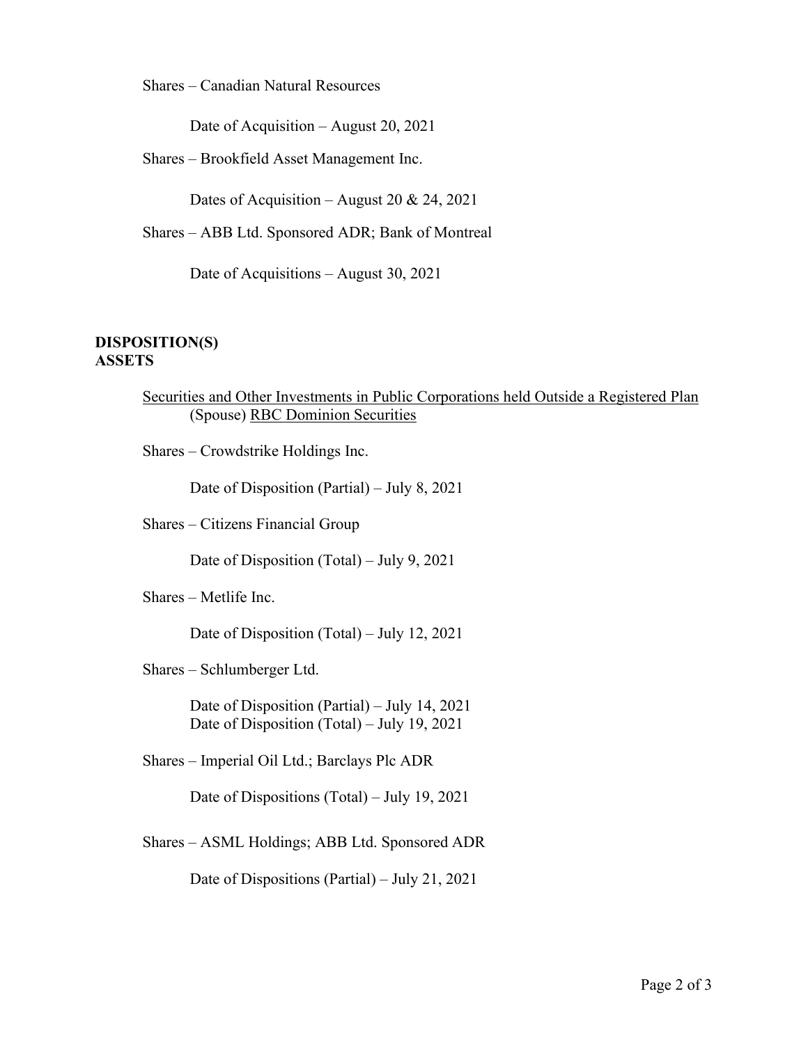Shares – Canadian Natural Resources

Date of Acquisition – August 20, 2021

Shares – Brookfield Asset Management Inc.

Dates of Acquisition – August 20 & 24, 2021

Shares – ABB Ltd. Sponsored ADR; Bank of Montreal

Date of Acquisitions – August 30, 2021

**DISPOSITION(S)**
**ASSETS**

Securities and Other Investments in Public Corporations held Outside a Registered Plan (Spouse) RBC Dominion Securities

Shares – Crowdstrike Holdings Inc.

Date of Disposition (Partial) – July 8, 2021

Shares – Citizens Financial Group

Date of Disposition (Total) – July 9, 2021

Shares – Metlife Inc.

Date of Disposition (Total) – July 12, 2021

Shares – Schlumberger Ltd.

Date of Disposition (Partial) – July 14, 2021
Date of Disposition (Total) – July 19, 2021

Shares – Imperial Oil Ltd.; Barclays Plc ADR

Date of Dispositions (Total) – July 19, 2021

Shares – ASML Holdings; ABB Ltd. Sponsored ADR

Date of Dispositions (Partial) – July 21, 2021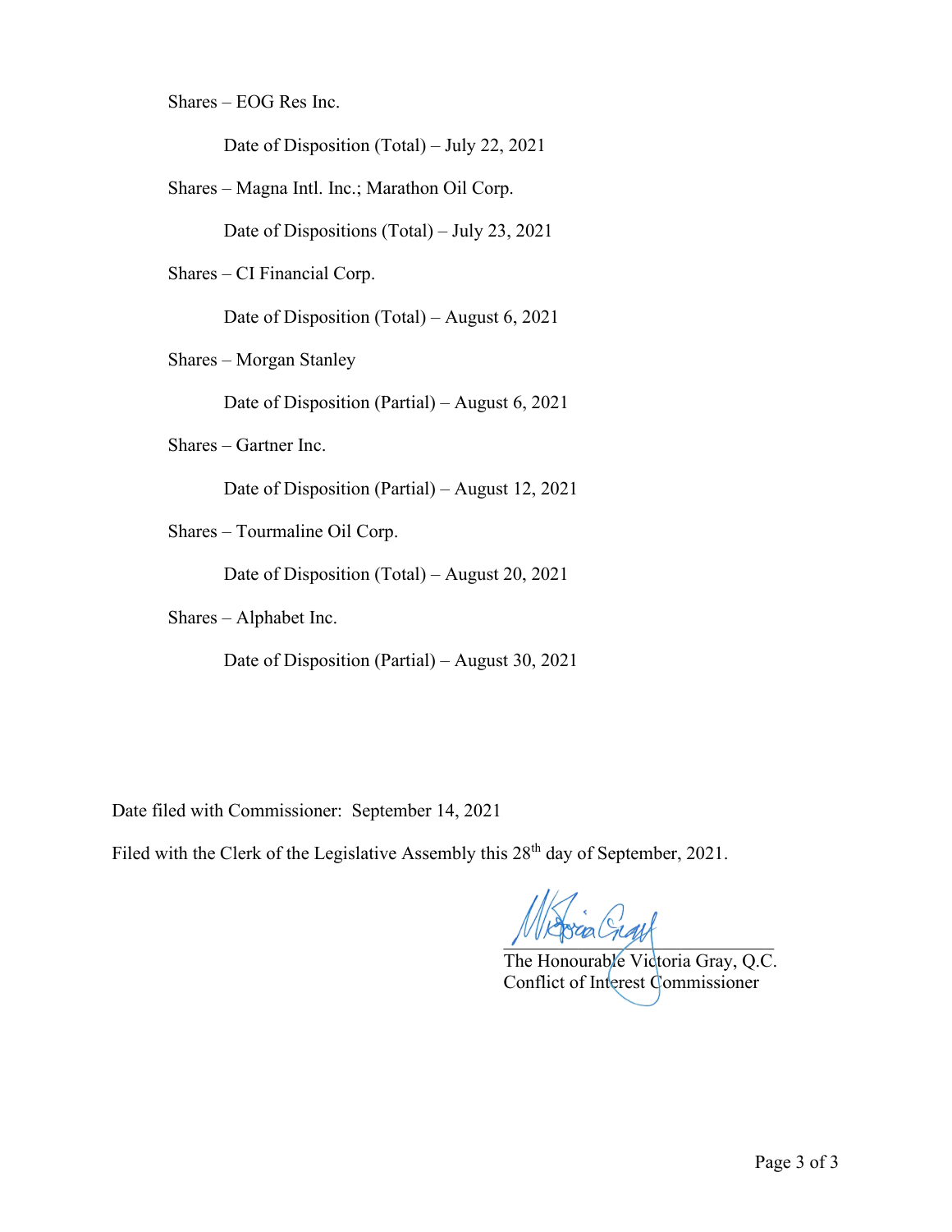Shares – EOG Res Inc.

Date of Disposition (Total) – July 22, 2021

Shares – Magna Intl. Inc.; Marathon Oil Corp.

Date of Dispositions (Total) – July 23, 2021

Shares – CI Financial Corp.

Date of Disposition (Total) – August 6, 2021

Shares – Morgan Stanley

Date of Disposition (Partial) – August 6, 2021

Shares – Gartner Inc.

Date of Disposition (Partial) – August 12, 2021

Shares – Tourmaline Oil Corp.

Date of Disposition (Total) – August 20, 2021

Shares – Alphabet Inc.

Date of Disposition (Partial) – August 30, 2021

Date filed with Commissioner: September 14, 2021

Filed with the Clerk of the Legislative Assembly this 28th day of September, 2021.

The Honourable Victoria Gray, Q.C.
Conflict of Interest Commissioner